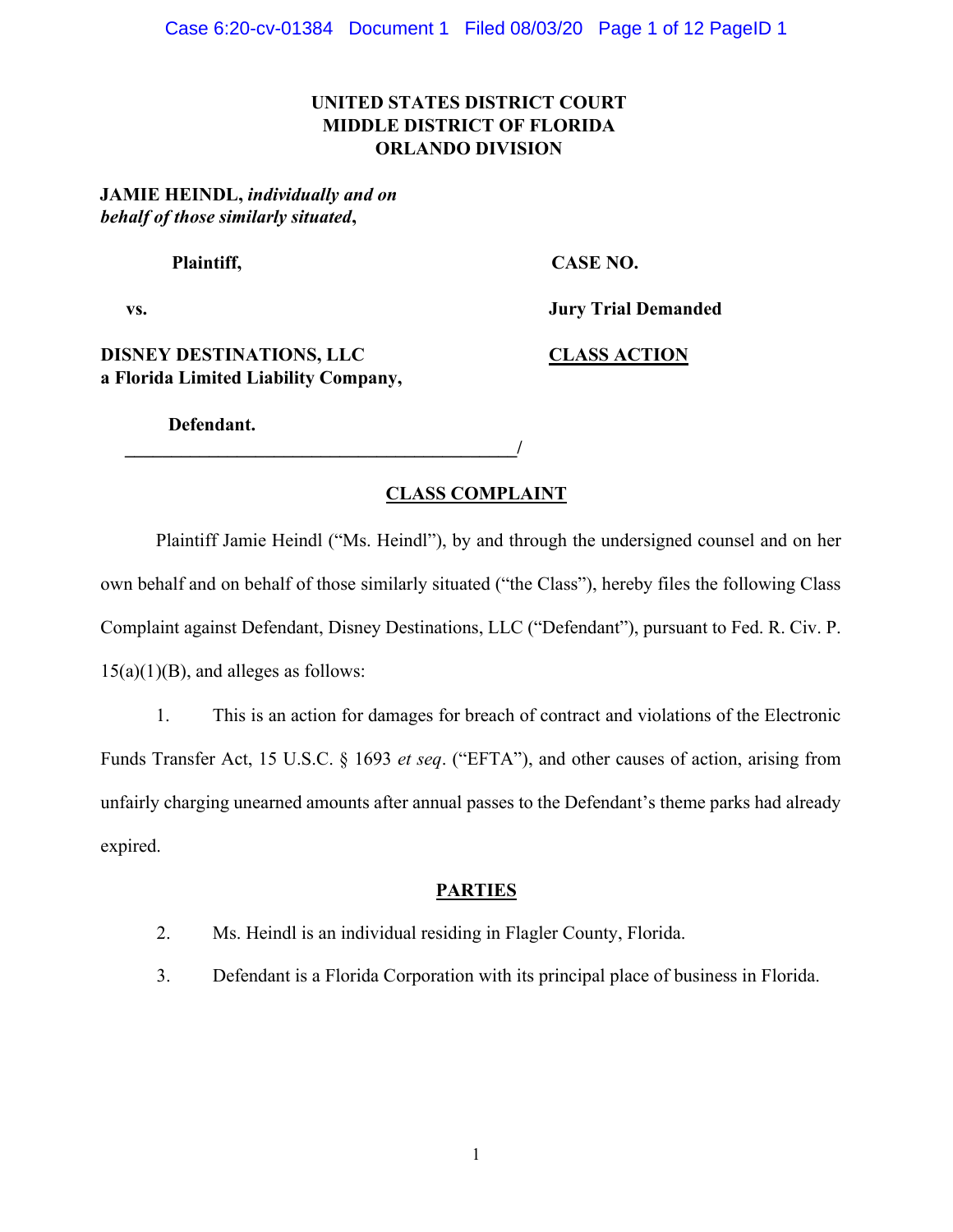**UNITED STATES DISTRICT COURT**
**MIDDLE DISTRICT OF FLORIDA**
**ORLANDO DIVISION**

**JAMIE HEINDL,** ***individually and on behalf of those similarly situated*****,**

**Plaintiff,**

**vs.**

**DISNEY DESTINATIONS, LLC**
**a Florida Limited Liability Company,**

**Defendant.**
\_\_\_\_\_\_\_\_\_\_\_\_\_\_\_\_\_\_\_\_\_\_\_\_\_\_\_\_\_\_\_\_\_\_\_\_\_\_\_\_\_\_\_/

**CASE NO.**

**Jury Trial Demanded**

**CLASS ACTION**

## CLASS COMPLAINT

Plaintiff Jamie Heindl ("Ms. Heindl"), by and through the undersigned counsel and on her own behalf and on behalf of those similarly situated ("the Class"), hereby files the following Class Complaint against Defendant, Disney Destinations, LLC ("Defendant"), pursuant to Fed. R. Civ. P. 15(a)(1)(B), and alleges as follows:

1. This is an action for damages for breach of contract and violations of the Electronic Funds Transfer Act, 15 U.S.C. § 1693 *et seq*. ("EFTA"), and other causes of action, arising from unfairly charging unearned amounts after annual passes to the Defendant's theme parks had already expired.

## PARTIES

2. Ms. Heindl is an individual residing in Flagler County, Florida.

3. Defendant is a Florida Corporation with its principal place of business in Florida.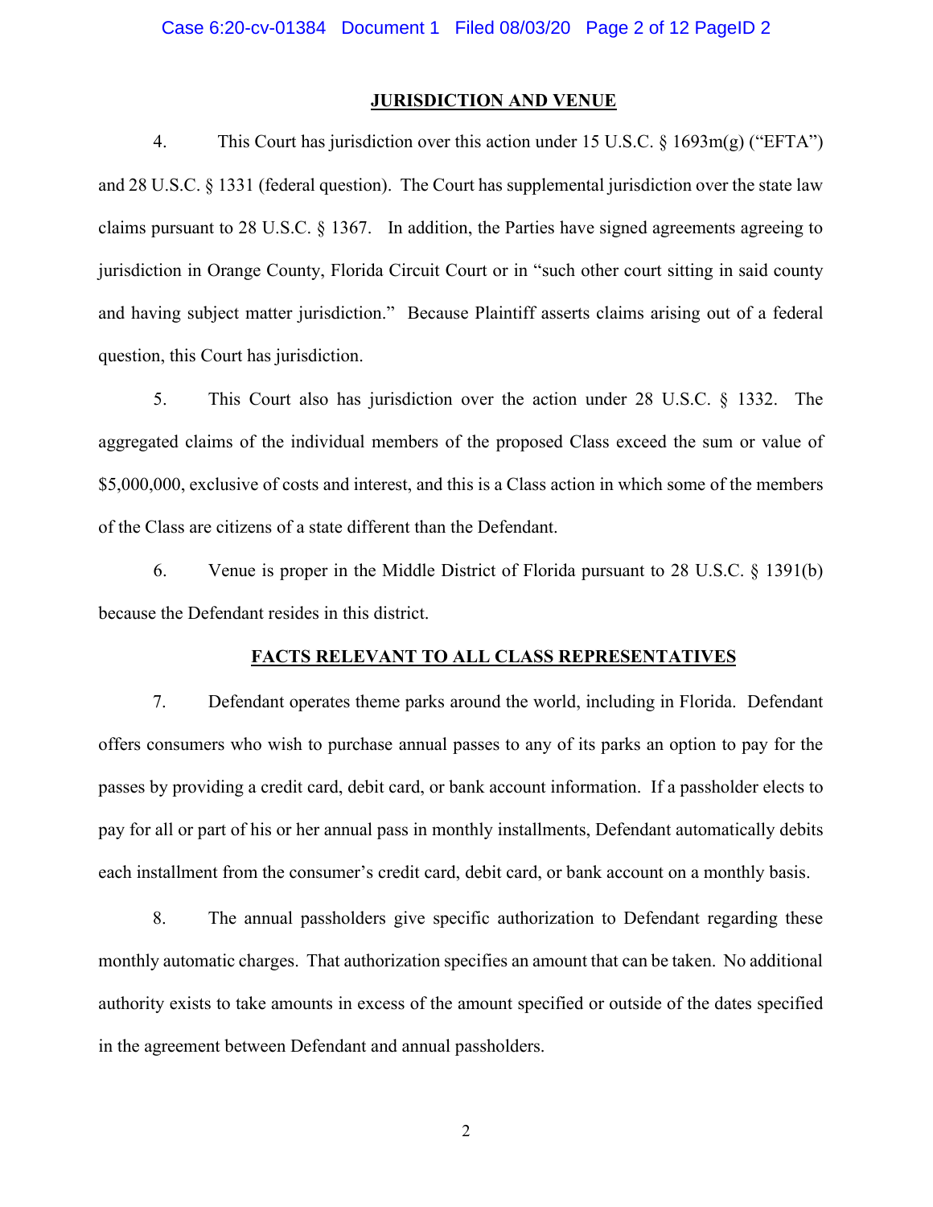## JURISDICTION AND VENUE

4. This Court has jurisdiction over this action under 15 U.S.C. § 1693m(g) ("EFTA") and 28 U.S.C. § 1331 (federal question). The Court has supplemental jurisdiction over the state law claims pursuant to 28 U.S.C. § 1367. In addition, the Parties have signed agreements agreeing to jurisdiction in Orange County, Florida Circuit Court or in "such other court sitting in said county and having subject matter jurisdiction." Because Plaintiff asserts claims arising out of a federal question, this Court has jurisdiction.

5. This Court also has jurisdiction over the action under 28 U.S.C. § 1332. The aggregated claims of the individual members of the proposed Class exceed the sum or value of $5,000,000, exclusive of costs and interest, and this is a Class action in which some of the members of the Class are citizens of a state different than the Defendant.

6. Venue is proper in the Middle District of Florida pursuant to 28 U.S.C. § 1391(b) because the Defendant resides in this district.

## FACTS RELEVANT TO ALL CLASS REPRESENTATIVES

7. Defendant operates theme parks around the world, including in Florida. Defendant offers consumers who wish to purchase annual passes to any of its parks an option to pay for the passes by providing a credit card, debit card, or bank account information. If a passholder elects to pay for all or part of his or her annual pass in monthly installments, Defendant automatically debits each installment from the consumer's credit card, debit card, or bank account on a monthly basis.

8. The annual passholders give specific authorization to Defendant regarding these monthly automatic charges. That authorization specifies an amount that can be taken. No additional authority exists to take amounts in excess of the amount specified or outside of the dates specified in the agreement between Defendant and annual passholders.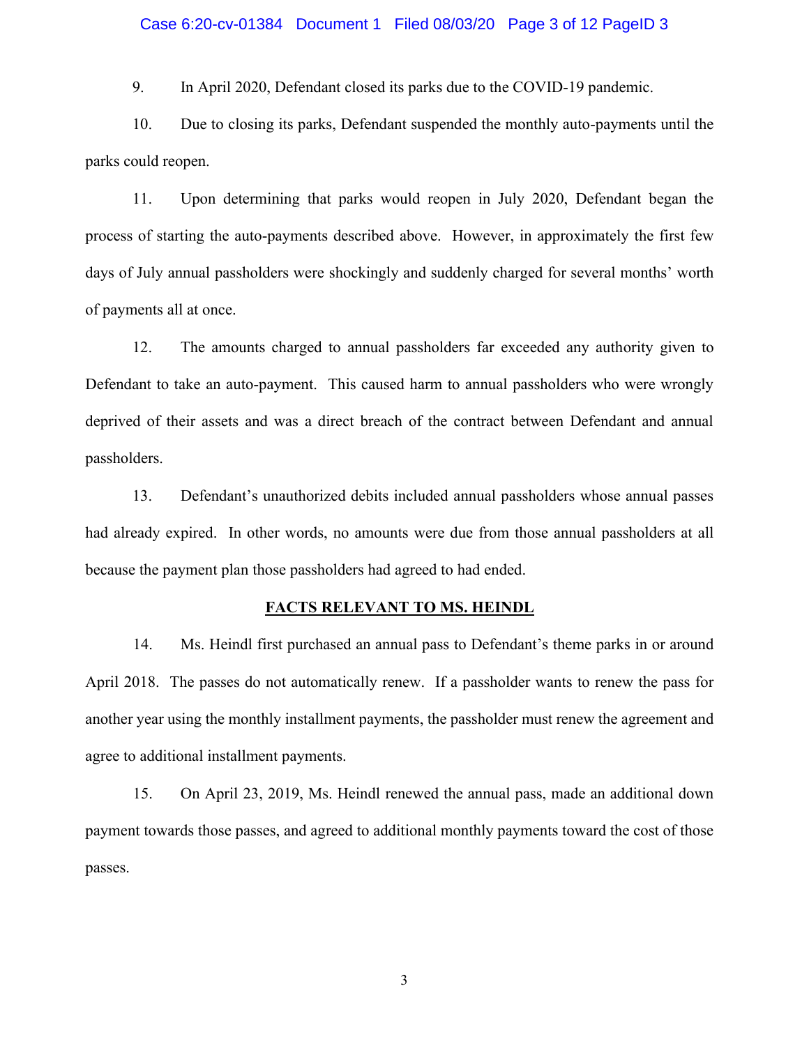9. In April 2020, Defendant closed its parks due to the COVID-19 pandemic.

10. Due to closing its parks, Defendant suspended the monthly auto-payments until the parks could reopen.

11. Upon determining that parks would reopen in July 2020, Defendant began the process of starting the auto-payments described above. However, in approximately the first few days of July annual passholders were shockingly and suddenly charged for several months' worth of payments all at once.

12. The amounts charged to annual passholders far exceeded any authority given to Defendant to take an auto-payment. This caused harm to annual passholders who were wrongly deprived of their assets and was a direct breach of the contract between Defendant and annual passholders.

13. Defendant's unauthorized debits included annual passholders whose annual passes had already expired. In other words, no amounts were due from those annual passholders at all because the payment plan those passholders had agreed to had ended.

## FACTS RELEVANT TO MS. HEINDL

14. Ms. Heindl first purchased an annual pass to Defendant's theme parks in or around April 2018. The passes do not automatically renew. If a passholder wants to renew the pass for another year using the monthly installment payments, the passholder must renew the agreement and agree to additional installment payments.

15. On April 23, 2019, Ms. Heindl renewed the annual pass, made an additional down payment towards those passes, and agreed to additional monthly payments toward the cost of those passes.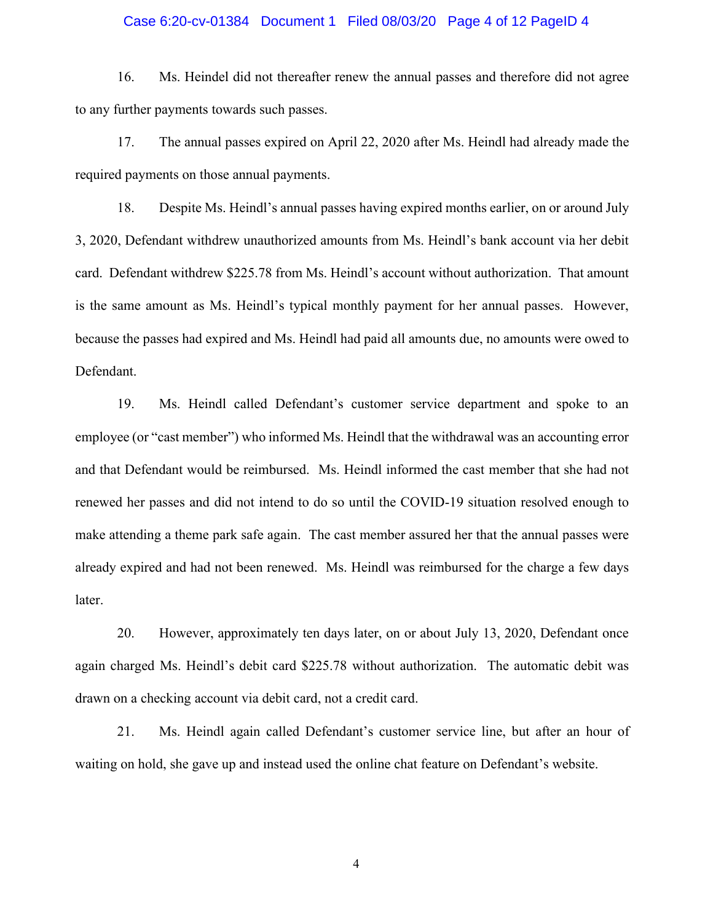16. Ms. Heindel did not thereafter renew the annual passes and therefore did not agree to any further payments towards such passes.

17. The annual passes expired on April 22, 2020 after Ms. Heindl had already made the required payments on those annual payments.

18. Despite Ms. Heindl's annual passes having expired months earlier, on or around July 3, 2020, Defendant withdrew unauthorized amounts from Ms. Heindl's bank account via her debit card. Defendant withdrew $225.78 from Ms. Heindl's account without authorization. That amount is the same amount as Ms. Heindl's typical monthly payment for her annual passes. However, because the passes had expired and Ms. Heindl had paid all amounts due, no amounts were owed to Defendant.

19. Ms. Heindl called Defendant's customer service department and spoke to an employee (or "cast member") who informed Ms. Heindl that the withdrawal was an accounting error and that Defendant would be reimbursed. Ms. Heindl informed the cast member that she had not renewed her passes and did not intend to do so until the COVID-19 situation resolved enough to make attending a theme park safe again. The cast member assured her that the annual passes were already expired and had not been renewed. Ms. Heindl was reimbursed for the charge a few days later.

20. However, approximately ten days later, on or about July 13, 2020, Defendant once again charged Ms. Heindl's debit card $225.78 without authorization. The automatic debit was drawn on a checking account via debit card, not a credit card.

21. Ms. Heindl again called Defendant's customer service line, but after an hour of waiting on hold, she gave up and instead used the online chat feature on Defendant's website.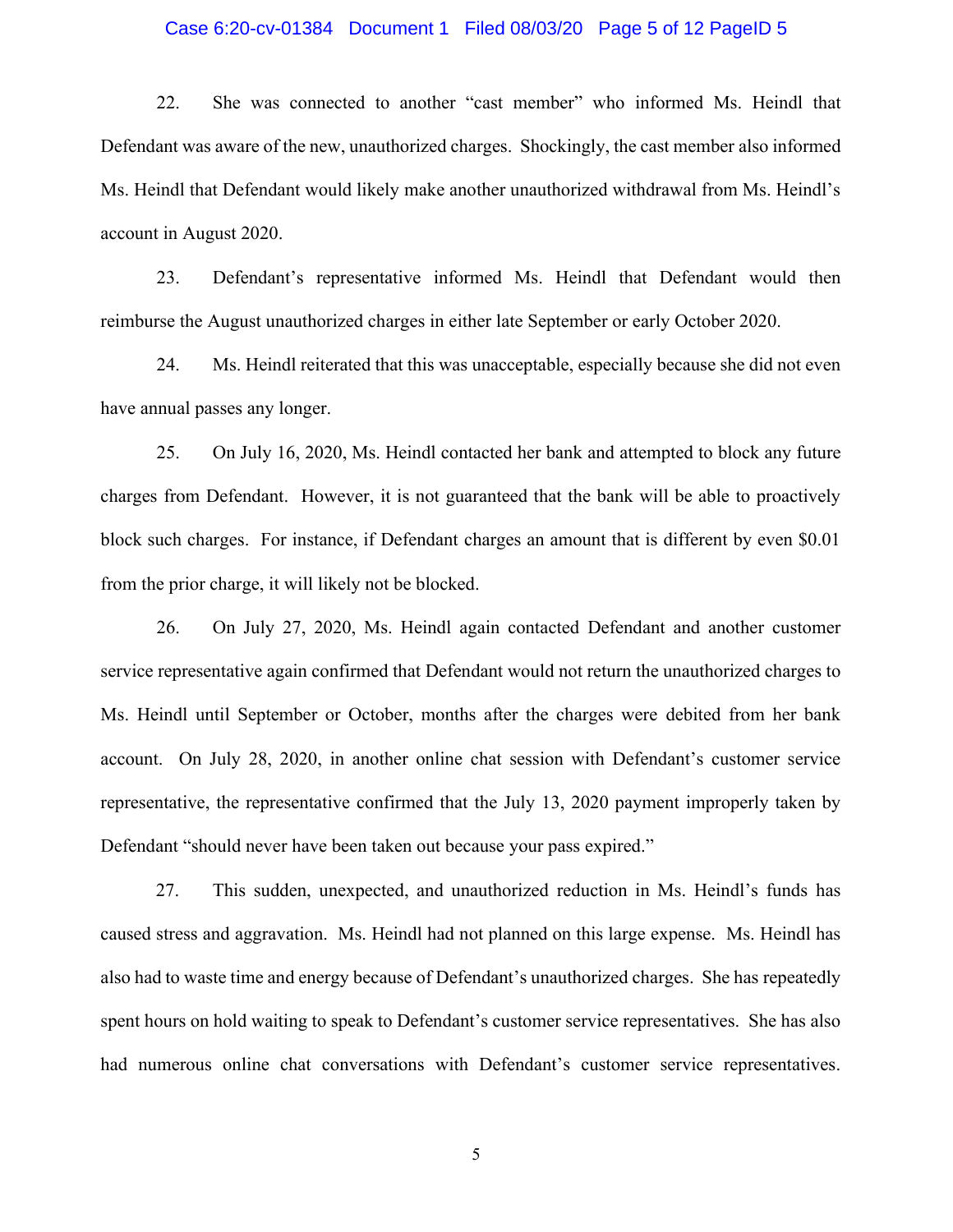22. She was connected to another "cast member" who informed Ms. Heindl that Defendant was aware of the new, unauthorized charges. Shockingly, the cast member also informed Ms. Heindl that Defendant would likely make another unauthorized withdrawal from Ms. Heindl's account in August 2020.

23. Defendant's representative informed Ms. Heindl that Defendant would then reimburse the August unauthorized charges in either late September or early October 2020.

24. Ms. Heindl reiterated that this was unacceptable, especially because she did not even have annual passes any longer.

25. On July 16, 2020, Ms. Heindl contacted her bank and attempted to block any future charges from Defendant. However, it is not guaranteed that the bank will be able to proactively block such charges. For instance, if Defendant charges an amount that is different by even $0.01 from the prior charge, it will likely not be blocked.

26. On July 27, 2020, Ms. Heindl again contacted Defendant and another customer service representative again confirmed that Defendant would not return the unauthorized charges to Ms. Heindl until September or October, months after the charges were debited from her bank account. On July 28, 2020, in another online chat session with Defendant's customer service representative, the representative confirmed that the July 13, 2020 payment improperly taken by Defendant "should never have been taken out because your pass expired."

27. This sudden, unexpected, and unauthorized reduction in Ms. Heindl's funds has caused stress and aggravation. Ms. Heindl had not planned on this large expense. Ms. Heindl has also had to waste time and energy because of Defendant's unauthorized charges. She has repeatedly spent hours on hold waiting to speak to Defendant's customer service representatives. She has also had numerous online chat conversations with Defendant's customer service representatives.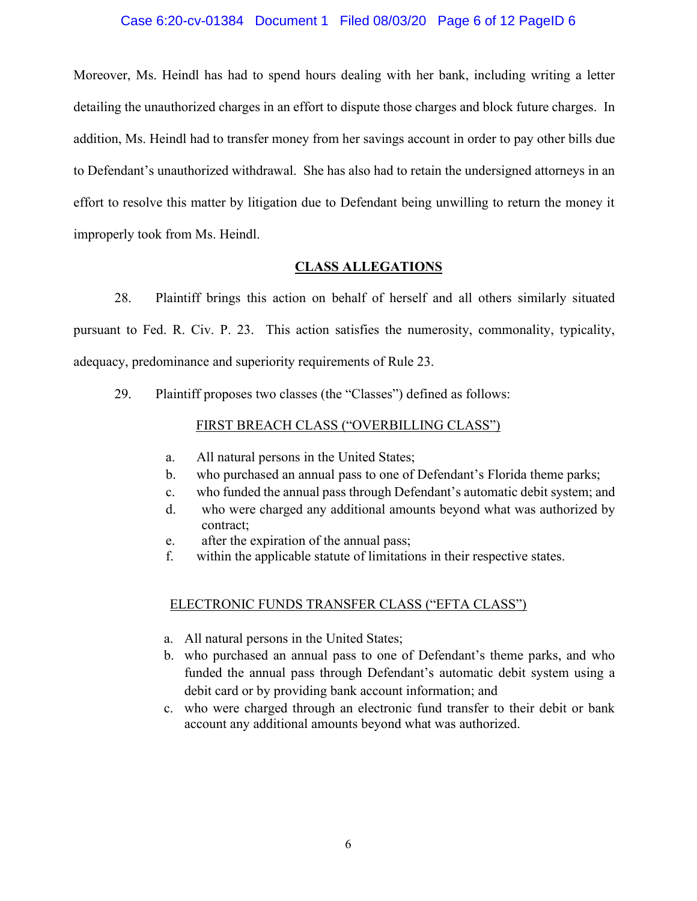Moreover, Ms. Heindl has had to spend hours dealing with her bank, including writing a letter detailing the unauthorized charges in an effort to dispute those charges and block future charges. In addition, Ms. Heindl had to transfer money from her savings account in order to pay other bills due to Defendant's unauthorized withdrawal. She has also had to retain the undersigned attorneys in an effort to resolve this matter by litigation due to Defendant being unwilling to return the money it improperly took from Ms. Heindl.

## CLASS ALLEGATIONS

28. Plaintiff brings this action on behalf of herself and all others similarly situated pursuant to Fed. R. Civ. P. 23. This action satisfies the numerosity, commonality, typicality, adequacy, predominance and superiority requirements of Rule 23.

29. Plaintiff proposes two classes (the "Classes") defined as follows:

FIRST BREACH CLASS ("OVERBILLING CLASS")

a. All natural persons in the United States;
b. who purchased an annual pass to one of Defendant's Florida theme parks;
c. who funded the annual pass through Defendant's automatic debit system; and
d. who were charged any additional amounts beyond what was authorized by contract;
e. after the expiration of the annual pass;
f. within the applicable statute of limitations in their respective states.

ELECTRONIC FUNDS TRANSFER CLASS ("EFTA CLASS")

a. All natural persons in the United States;
b. who purchased an annual pass to one of Defendant's theme parks, and who funded the annual pass through Defendant's automatic debit system using a debit card or by providing bank account information; and
c. who were charged through an electronic fund transfer to their debit or bank account any additional amounts beyond what was authorized.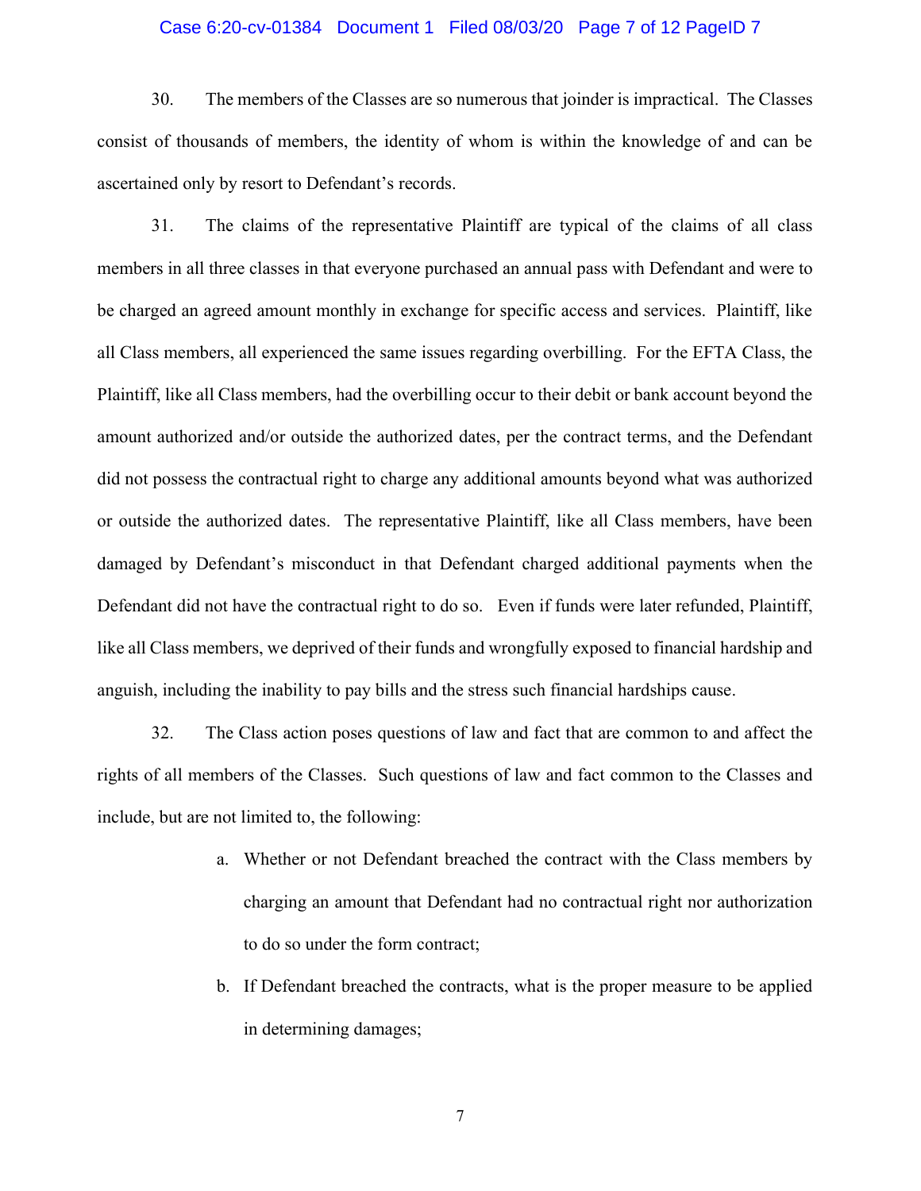30. The members of the Classes are so numerous that joinder is impractical. The Classes consist of thousands of members, the identity of whom is within the knowledge of and can be ascertained only by resort to Defendant's records.

31. The claims of the representative Plaintiff are typical of the claims of all class members in all three classes in that everyone purchased an annual pass with Defendant and were to be charged an agreed amount monthly in exchange for specific access and services. Plaintiff, like all Class members, all experienced the same issues regarding overbilling. For the EFTA Class, the Plaintiff, like all Class members, had the overbilling occur to their debit or bank account beyond the amount authorized and/or outside the authorized dates, per the contract terms, and the Defendant did not possess the contractual right to charge any additional amounts beyond what was authorized or outside the authorized dates. The representative Plaintiff, like all Class members, have been damaged by Defendant's misconduct in that Defendant charged additional payments when the Defendant did not have the contractual right to do so. Even if funds were later refunded, Plaintiff, like all Class members, we deprived of their funds and wrongfully exposed to financial hardship and anguish, including the inability to pay bills and the stress such financial hardships cause.

32. The Class action poses questions of law and fact that are common to and affect the rights of all members of the Classes. Such questions of law and fact common to the Classes and include, but are not limited to, the following:

a. Whether or not Defendant breached the contract with the Class members by charging an amount that Defendant had no contractual right nor authorization to do so under the form contract;

b. If Defendant breached the contracts, what is the proper measure to be applied in determining damages;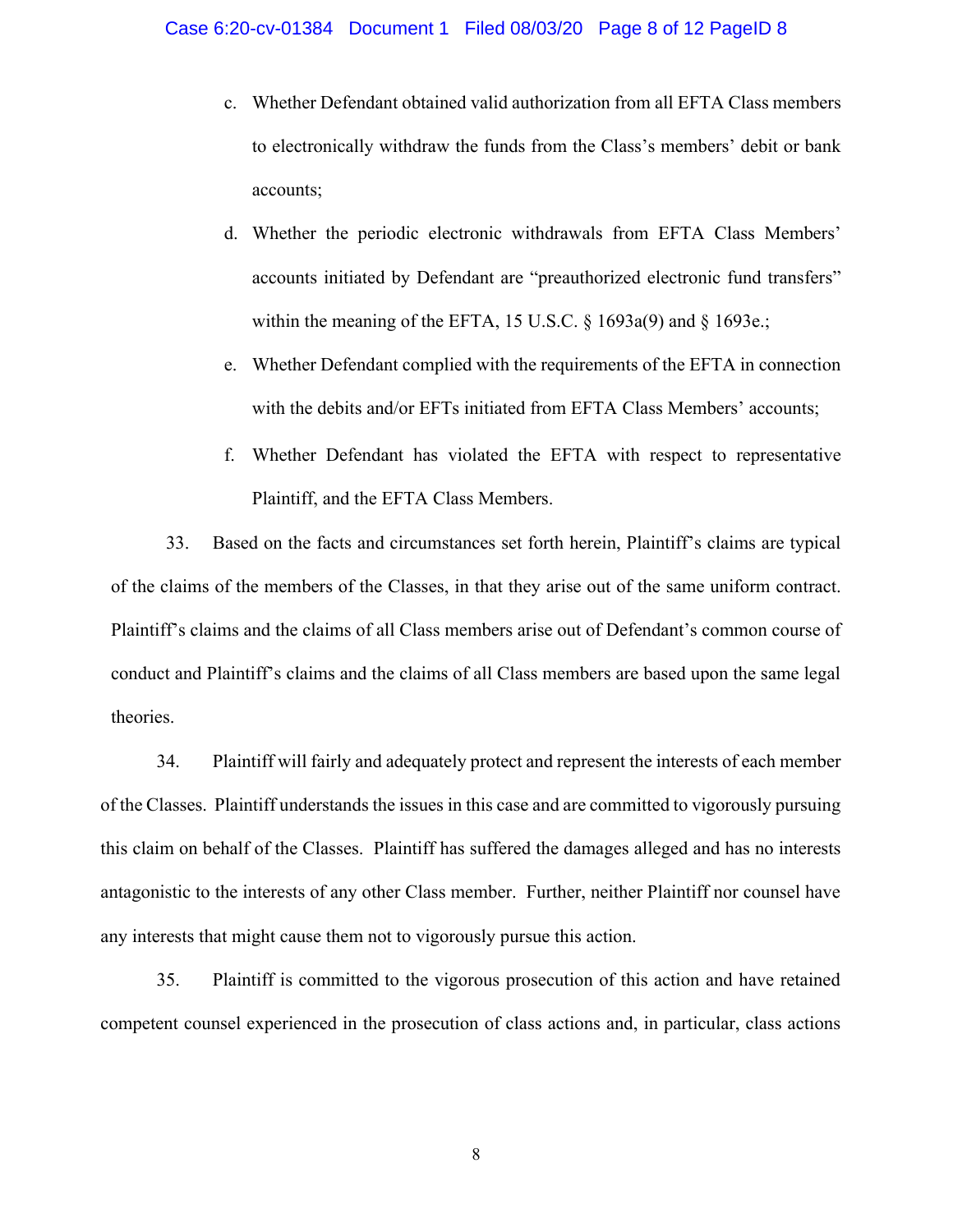c. Whether Defendant obtained valid authorization from all EFTA Class members to electronically withdraw the funds from the Class's members' debit or bank accounts;

d. Whether the periodic electronic withdrawals from EFTA Class Members' accounts initiated by Defendant are "preauthorized electronic fund transfers" within the meaning of the EFTA, 15 U.S.C. § 1693a(9) and § 1693e.;

e. Whether Defendant complied with the requirements of the EFTA in connection with the debits and/or EFTs initiated from EFTA Class Members' accounts;

f. Whether Defendant has violated the EFTA with respect to representative Plaintiff, and the EFTA Class Members.

33. Based on the facts and circumstances set forth herein, Plaintiff's claims are typical of the claims of the members of the Classes, in that they arise out of the same uniform contract. Plaintiff's claims and the claims of all Class members arise out of Defendant's common course of conduct and Plaintiff's claims and the claims of all Class members are based upon the same legal theories.

34. Plaintiff will fairly and adequately protect and represent the interests of each member of the Classes. Plaintiff understands the issues in this case and are committed to vigorously pursuing this claim on behalf of the Classes. Plaintiff has suffered the damages alleged and has no interests antagonistic to the interests of any other Class member. Further, neither Plaintiff nor counsel have any interests that might cause them not to vigorously pursue this action.

35. Plaintiff is committed to the vigorous prosecution of this action and have retained competent counsel experienced in the prosecution of class actions and, in particular, class actions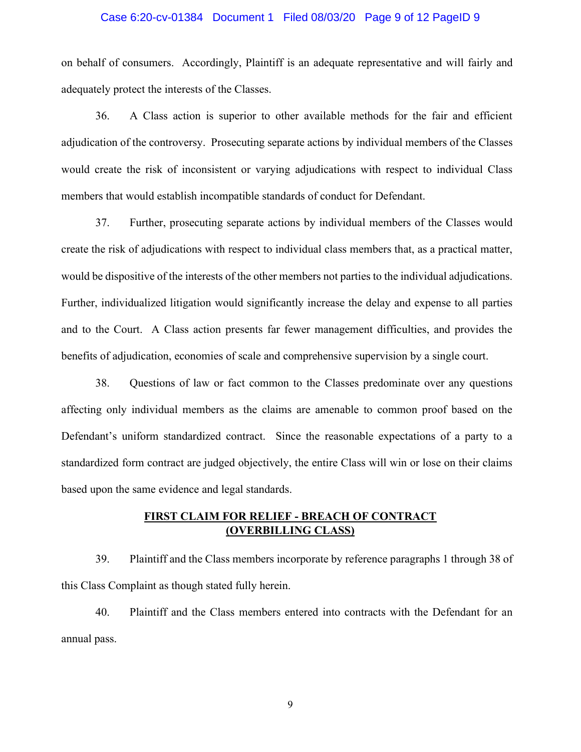on behalf of consumers. Accordingly, Plaintiff is an adequate representative and will fairly and adequately protect the interests of the Classes.

36. A Class action is superior to other available methods for the fair and efficient adjudication of the controversy. Prosecuting separate actions by individual members of the Classes would create the risk of inconsistent or varying adjudications with respect to individual Class members that would establish incompatible standards of conduct for Defendant.

37. Further, prosecuting separate actions by individual members of the Classes would create the risk of adjudications with respect to individual class members that, as a practical matter, would be dispositive of the interests of the other members not parties to the individual adjudications. Further, individualized litigation would significantly increase the delay and expense to all parties and to the Court. A Class action presents far fewer management difficulties, and provides the benefits of adjudication, economies of scale and comprehensive supervision by a single court.

38. Questions of law or fact common to the Classes predominate over any questions affecting only individual members as the claims are amenable to common proof based on the Defendant's uniform standardized contract. Since the reasonable expectations of a party to a standardized form contract are judged objectively, the entire Class will win or lose on their claims based upon the same evidence and legal standards.

**FIRST CLAIM FOR RELIEF - BREACH OF CONTRACT**
**(OVERBILLING CLASS)**

39. Plaintiff and the Class members incorporate by reference paragraphs 1 through 38 of this Class Complaint as though stated fully herein.

40. Plaintiff and the Class members entered into contracts with the Defendant for an annual pass.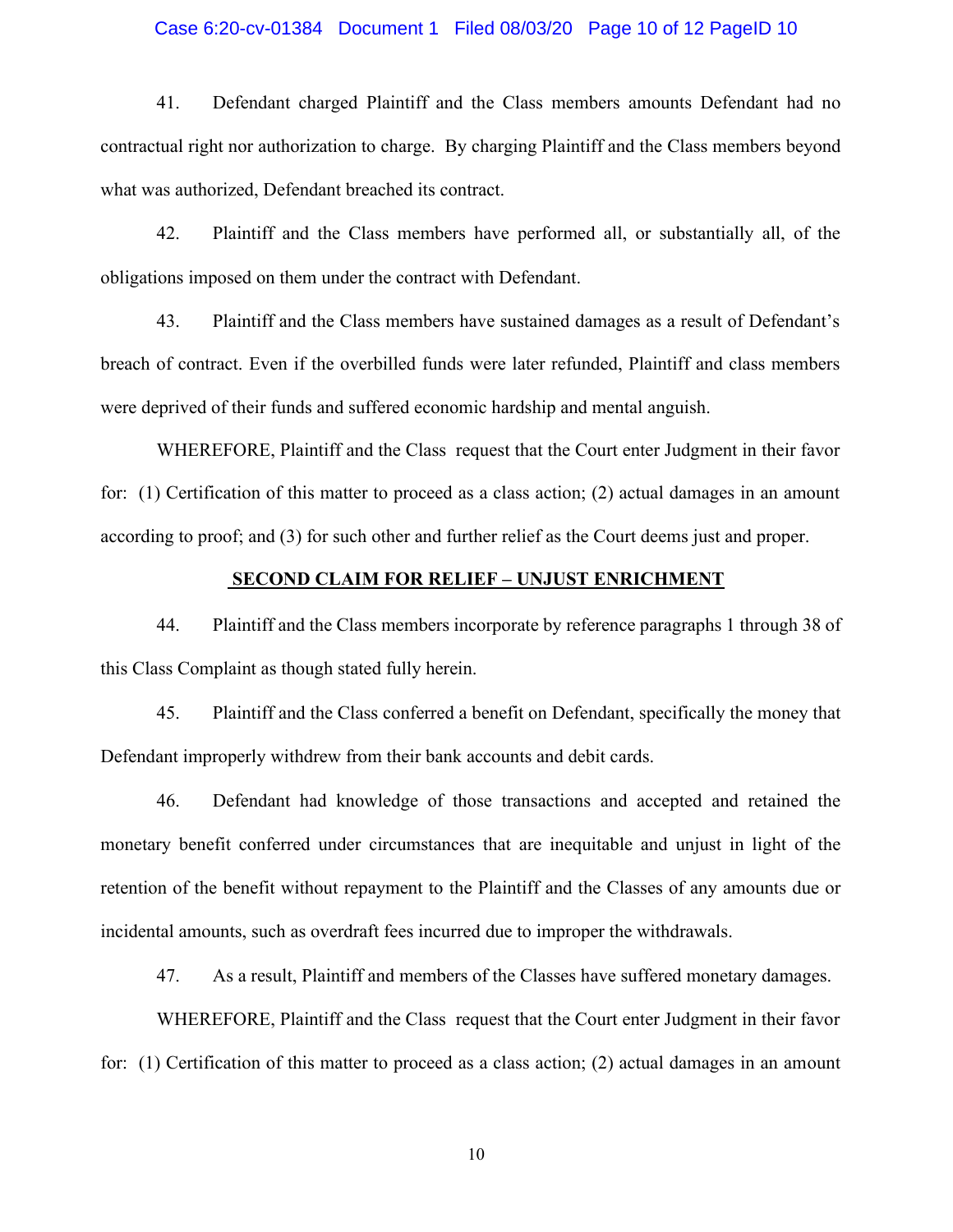41. Defendant charged Plaintiff and the Class members amounts Defendant had no contractual right nor authorization to charge. By charging Plaintiff and the Class members beyond what was authorized, Defendant breached its contract.

42. Plaintiff and the Class members have performed all, or substantially all, of the obligations imposed on them under the contract with Defendant.

43. Plaintiff and the Class members have sustained damages as a result of Defendant's breach of contract. Even if the overbilled funds were later refunded, Plaintiff and class members were deprived of their funds and suffered economic hardship and mental anguish.

WHEREFORE, Plaintiff and the Class request that the Court enter Judgment in their favor for: (1) Certification of this matter to proceed as a class action; (2) actual damages in an amount according to proof; and (3) for such other and further relief as the Court deems just and proper.

**SECOND CLAIM FOR RELIEF – UNJUST ENRICHMENT**

44. Plaintiff and the Class members incorporate by reference paragraphs 1 through 38 of this Class Complaint as though stated fully herein.

45. Plaintiff and the Class conferred a benefit on Defendant, specifically the money that Defendant improperly withdrew from their bank accounts and debit cards.

46. Defendant had knowledge of those transactions and accepted and retained the monetary benefit conferred under circumstances that are inequitable and unjust in light of the retention of the benefit without repayment to the Plaintiff and the Classes of any amounts due or incidental amounts, such as overdraft fees incurred due to improper the withdrawals.

47. As a result, Plaintiff and members of the Classes have suffered monetary damages.

WHEREFORE, Plaintiff and the Class request that the Court enter Judgment in their favor for: (1) Certification of this matter to proceed as a class action; (2) actual damages in an amount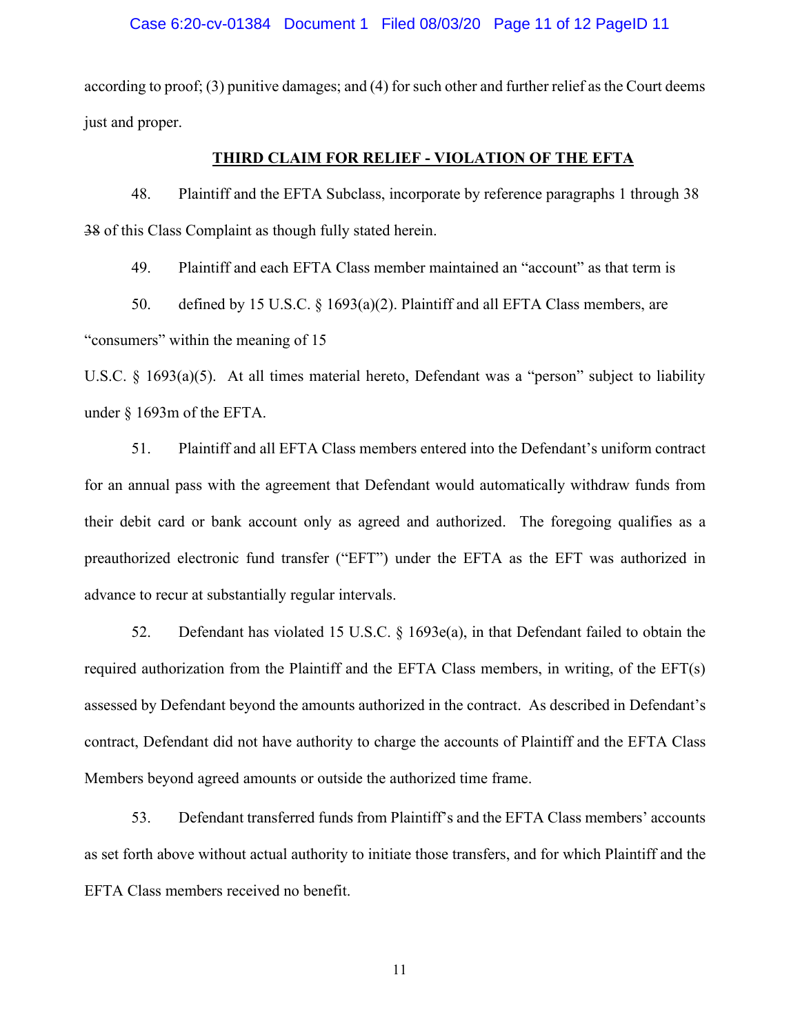according to proof; (3) punitive damages; and (4) for such other and further relief as the Court deems just and proper.

**THIRD CLAIM FOR RELIEF - VIOLATION OF THE EFTA**

48. Plaintiff and the EFTA Subclass, incorporate by reference paragraphs 1 through 38 ~~38~~ of this Class Complaint as though fully stated herein.

49. Plaintiff and each EFTA Class member maintained an "account" as that term is

50. defined by 15 U.S.C. § 1693(a)(2). Plaintiff and all EFTA Class members, are "consumers" within the meaning of 15

U.S.C. § 1693(a)(5). At all times material hereto, Defendant was a "person" subject to liability under § 1693m of the EFTA.

51. Plaintiff and all EFTA Class members entered into the Defendant's uniform contract for an annual pass with the agreement that Defendant would automatically withdraw funds from their debit card or bank account only as agreed and authorized. The foregoing qualifies as a preauthorized electronic fund transfer ("EFT") under the EFTA as the EFT was authorized in advance to recur at substantially regular intervals.

52. Defendant has violated 15 U.S.C. § 1693e(a), in that Defendant failed to obtain the required authorization from the Plaintiff and the EFTA Class members, in writing, of the EFT(s) assessed by Defendant beyond the amounts authorized in the contract. As described in Defendant's contract, Defendant did not have authority to charge the accounts of Plaintiff and the EFTA Class Members beyond agreed amounts or outside the authorized time frame.

53. Defendant transferred funds from Plaintiff's and the EFTA Class members' accounts as set forth above without actual authority to initiate those transfers, and for which Plaintiff and the EFTA Class members received no benefit.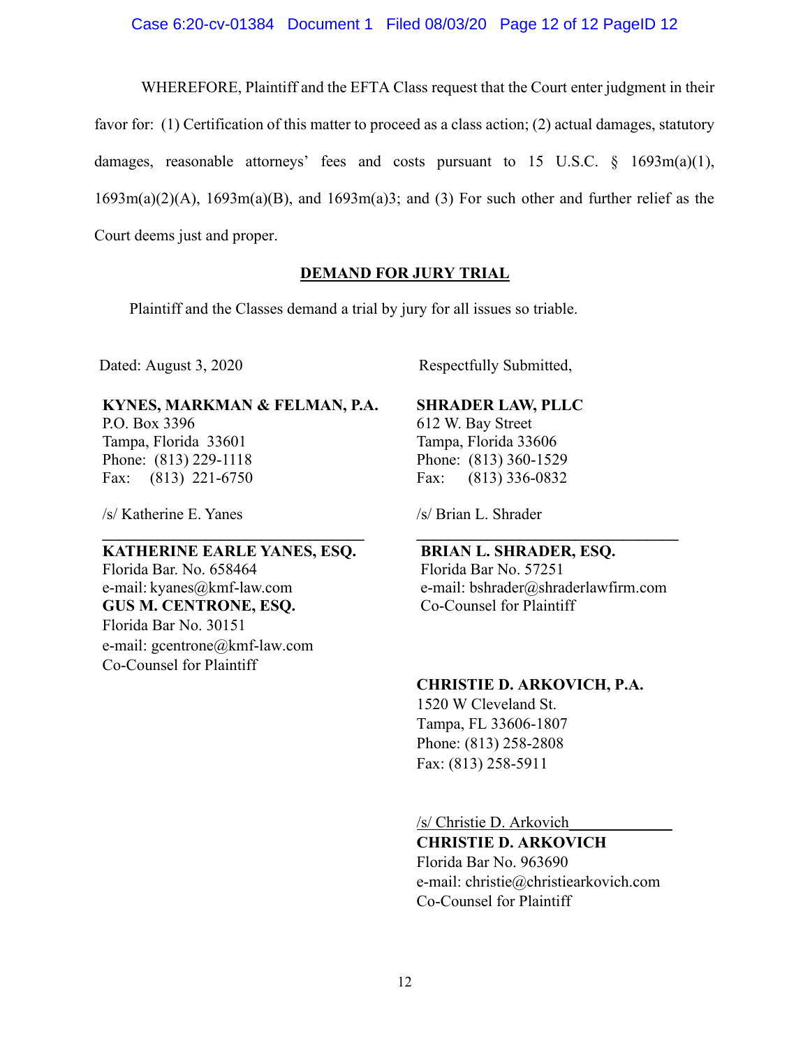WHEREFORE, Plaintiff and the EFTA Class request that the Court enter judgment in their favor for: (1) Certification of this matter to proceed as a class action; (2) actual damages, statutory damages, reasonable attorneys' fees and costs pursuant to 15 U.S.C. § 1693m(a)(1), 1693m(a)(2)(A), 1693m(a)(B), and 1693m(a)3; and (3) For such other and further relief as the Court deems just and proper.

**DEMAND FOR JURY TRIAL**

Plaintiff and the Classes demand a trial by jury for all issues so triable.

Dated: August 3, 2020

Respectfully Submitted,

**KYNES, MARKMAN & FELMAN, P.A.**
P.O. Box 3396
Tampa, Florida 33601
Phone: (813) 229-1118
Fax: (813) 221-6750

/s/ Katherine E. Yanes
**KATHERINE EARLE YANES, ESQ.**
Florida Bar. No. 658464
e-mail: kyanes@kmf-law.com
**GUS M. CENTRONE, ESQ.**
Florida Bar No. 30151
e-mail: gcentrone@kmf-law.com
Co-Counsel for Plaintiff

**SHRADER LAW, PLLC**
612 W. Bay Street
Tampa, Florida 33606
Phone: (813) 360-1529
Fax: (813) 336-0832

/s/ Brian L. Shrader
**BRIAN L. SHRADER, ESQ.**
Florida Bar No. 57251
e-mail: bshrader@shraderlawfirm.com
Co-Counsel for Plaintiff

**CHRISTIE D. ARKOVICH, P.A.**
1520 W Cleveland St.
Tampa, FL 33606-1807
Phone: (813) 258-2808
Fax: (813) 258-5911

/s/ Christie D. Arkovich
**CHRISTIE D. ARKOVICH**
Florida Bar No. 963690
e-mail: christie@christiearkovich.com
Co-Counsel for Plaintiff